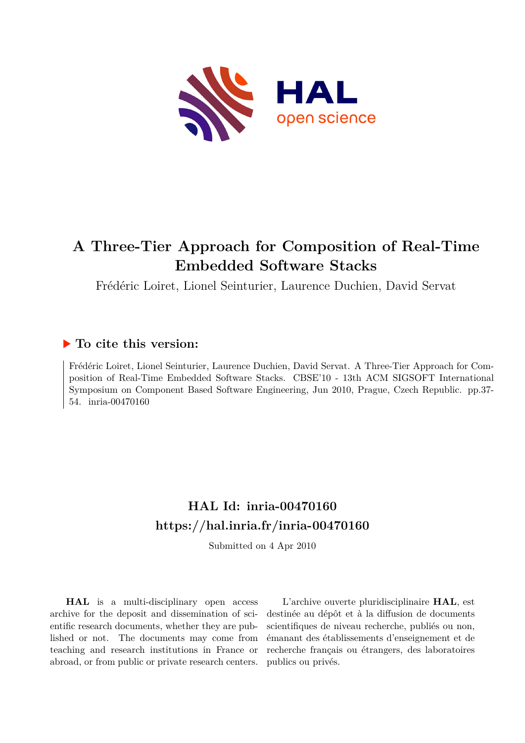# A Three-Tier Approach for Composition of Real-Time Embedded Software Stacks

Frédéric Loiret, Lionel Seinturier, Laurence Duchien, David Servat

## To cite this version:

Frédéric Loiret, Lionel Seinturier, Laurence Duchien, David Servat. A Three-Tier Approach for Composition of Real-Time Embedded Software Stacks. CBSE'10 - 13th ACM SIGSOFT International Symposium on Component Based Software Engineering, Jun 2010, Prague, Czech Republic. pp.37-54. inria-00470160

## HAL Id: inria-00470160
## https://hal.inria.fr/inria-00470160

Submitted on 4 Apr 2010

**HAL** is a multi-disciplinary open access archive for the deposit and dissemination of scientific research documents, whether they are published or not. The documents may come from teaching and research institutions in France or abroad, or from public or private research centers.

L'archive ouverte pluridisciplinaire **HAL**, est destinée au dépôt et à la diffusion de documents scientifiques de niveau recherche, publiés ou non, émanant des établissements d'enseignement et de recherche français ou étrangers, des laboratoires publics ou privés.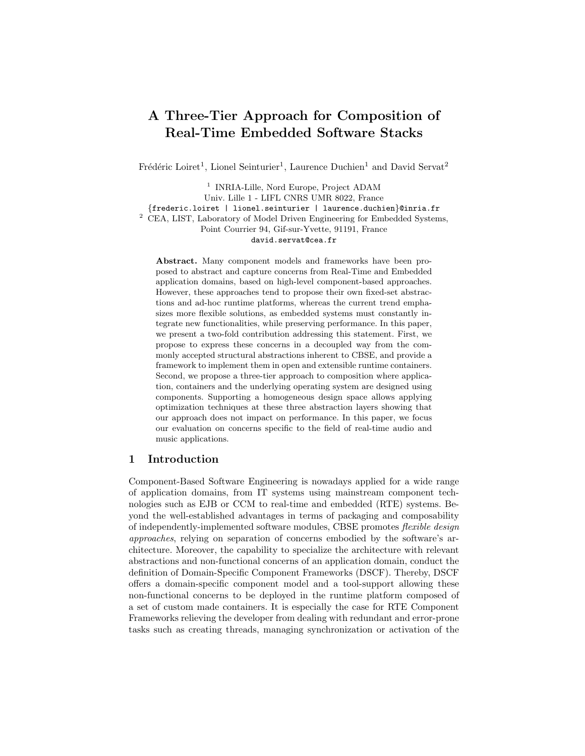# A Three-Tier Approach for Composition of Real-Time Embedded Software Stacks

Frédéric Loiret[1], Lionel Seinturier[1], Laurence Duchien[1] and David Servat[2]

[1] INRIA-Lille, Nord Europe, Project ADAM
Univ. Lille 1 - LIFL CNRS UMR 8022, France
{frederic.loiret | lionel.seinturier | laurence.duchien}@inria.fr

[2] CEA, LIST, Laboratory of Model Driven Engineering for Embedded Systems, Point Courrier 94, Gif-sur-Yvette, 91191, France
david.servat@cea.fr

**Abstract.** Many component models and frameworks have been proposed to abstract and capture concerns from Real-Time and Embedded application domains, based on high-level component-based approaches. However, these approaches tend to propose their own fixed-set abstractions and ad-hoc runtime platforms, whereas the current trend emphasizes more flexible solutions, as embedded systems must constantly integrate new functionalities, while preserving performance. In this paper, we present a two-fold contribution addressing this statement. First, we propose to express these concerns in a decoupled way from the commonly accepted structural abstractions inherent to CBSE, and provide a framework to implement them in open and extensible runtime containers. Second, we propose a three-tier approach to composition where application, containers and the underlying operating system are designed using components. Supporting a homogeneous design space allows applying optimization techniques at these three abstraction layers showing that our approach does not impact on performance. In this paper, we focus our evaluation on concerns specific to the field of real-time audio and music applications.

## 1 Introduction

Component-Based Software Engineering is nowadays applied for a wide range of application domains, from IT systems using mainstream component technologies such as EJB or CCM to real-time and embedded (RTE) systems. Beyond the well-established advantages in terms of packaging and composability of independently-implemented software modules, CBSE promotes *flexible design approaches*, relying on separation of concerns embodied by the software's architecture. Moreover, the capability to specialize the architecture with relevant abstractions and non-functional concerns of an application domain, conduct the definition of Domain-Specific Component Frameworks (DSCF). Thereby, DSCF offers a domain-specific component model and a tool-support allowing these non-functional concerns to be deployed in the runtime platform composed of a set of custom made containers. It is especially the case for RTE Component Frameworks relieving the developer from dealing with redundant and error-prone tasks such as creating threads, managing synchronization or activation of the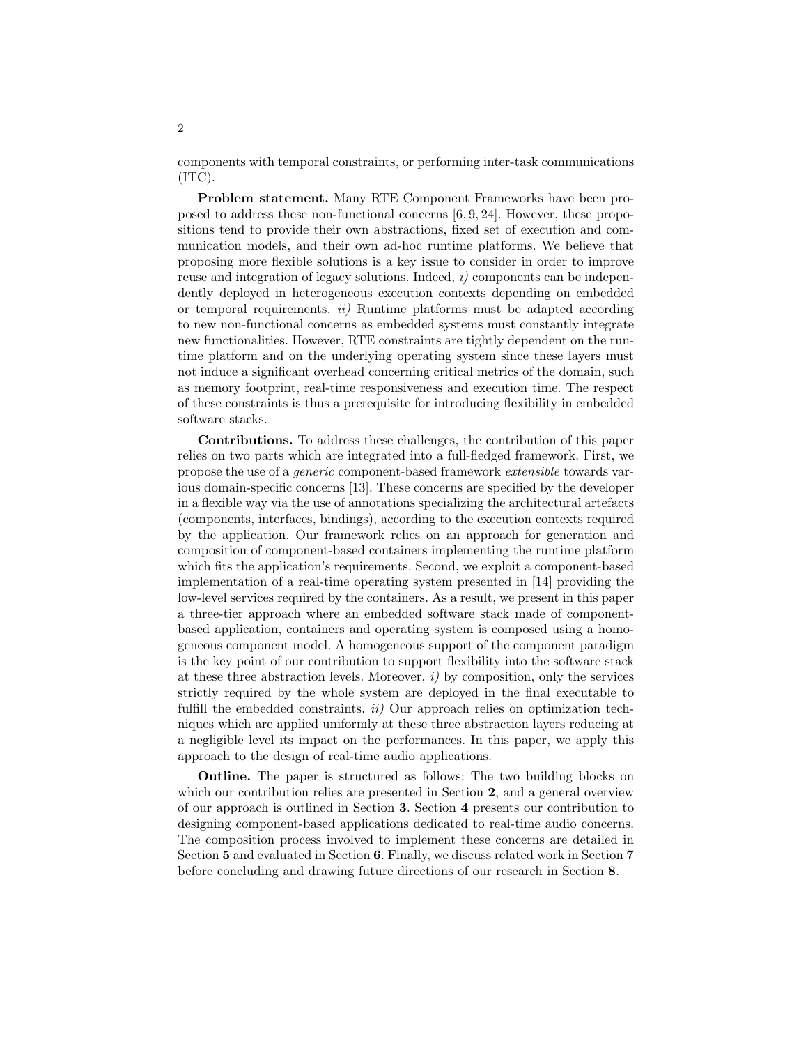components with temporal constraints, or performing inter-task communications (ITC).

**Problem statement.** Many RTE Component Frameworks have been proposed to address these non-functional concerns [6, 9, 24]. However, these propositions tend to provide their own abstractions, fixed set of execution and communication models, and their own ad-hoc runtime platforms. We believe that proposing more flexible solutions is a key issue to consider in order to improve reuse and integration of legacy solutions. Indeed, *i)* components can be independently deployed in heterogeneous execution contexts depending on embedded or temporal requirements. *ii)* Runtime platforms must be adapted according to new non-functional concerns as embedded systems must constantly integrate new functionalities. However, RTE constraints are tightly dependent on the runtime platform and on the underlying operating system since these layers must not induce a significant overhead concerning critical metrics of the domain, such as memory footprint, real-time responsiveness and execution time. The respect of these constraints is thus a prerequisite for introducing flexibility in embedded software stacks.

**Contributions.** To address these challenges, the contribution of this paper relies on two parts which are integrated into a full-fledged framework. First, we propose the use of a *generic* component-based framework *extensible* towards various domain-specific concerns [13]. These concerns are specified by the developer in a flexible way via the use of annotations specializing the architectural artefacts (components, interfaces, bindings), according to the execution contexts required by the application. Our framework relies on an approach for generation and composition of component-based containers implementing the runtime platform which fits the application's requirements. Second, we exploit a component-based implementation of a real-time operating system presented in [14] providing the low-level services required by the containers. As a result, we present in this paper a three-tier approach where an embedded software stack made of component-based application, containers and operating system is composed using a homogeneous component model. A homogeneous support of the component paradigm is the key point of our contribution to support flexibility into the software stack at these three abstraction levels. Moreover, *i)* by composition, only the services strictly required by the whole system are deployed in the final executable to fulfill the embedded constraints. *ii)* Our approach relies on optimization techniques which are applied uniformly at these three abstraction layers reducing at a negligible level its impact on the performances. In this paper, we apply this approach to the design of real-time audio applications.

**Outline.** The paper is structured as follows: The two building blocks on which our contribution relies are presented in Section **2**, and a general overview of our approach is outlined in Section **3**. Section **4** presents our contribution to designing component-based applications dedicated to real-time audio concerns. The composition process involved to implement these concerns are detailed in Section **5** and evaluated in Section **6**. Finally, we discuss related work in Section **7** before concluding and drawing future directions of our research in Section **8**.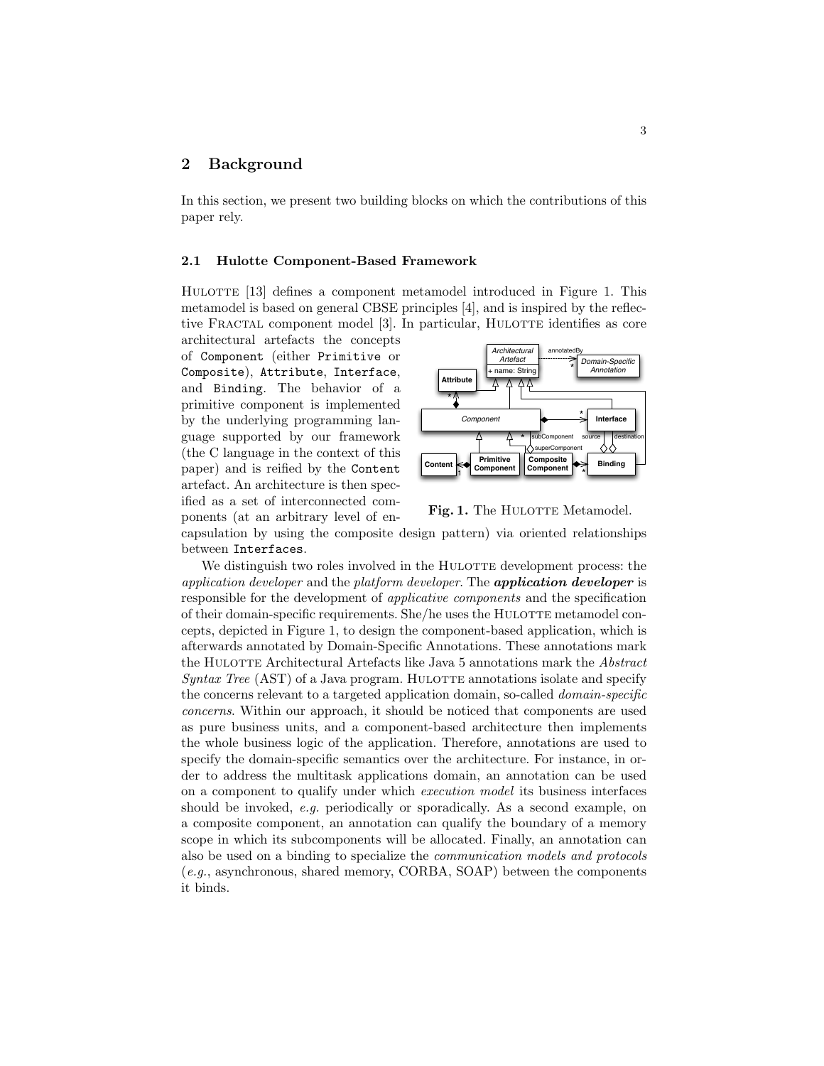## 2 Background

In this section, we present two building blocks on which the contributions of this paper rely.

### 2.1 Hulotte Component-Based Framework

HULOTTE [13] defines a component metamodel introduced in Figure 1. This metamodel is based on general CBSE principles [4], and is inspired by the reflective FRACTAL component model [3]. In particular, HULOTTE identifies as core architectural artefacts the concepts of `Component` (either `Primitive` or `Composite`), `Attribute`, `Interface`, and `Binding`. The behavior of a primitive component is implemented by the underlying programming language supported by our framework (the C language in the context of this paper) and is reified by the `Content` artefact. An architecture is then specified as a set of interconnected components (at an arbitrary level of encapsulation by using the composite design pattern) via oriented relationships between `Interfaces`.

**Fig. 1.** The HULOTTE Metamodel.

We distinguish two roles involved in the HULOTTE development process: the *application developer* and the *platform developer*. The ***application developer*** is responsible for the development of *applicative components* and the specification of their domain-specific requirements. She/he uses the HULOTTE metamodel concepts, depicted in Figure 1, to design the component-based application, which is afterwards annotated by Domain-Specific Annotations. These annotations mark the HULOTTE Architectural Artefacts like Java 5 annotations mark the *Abstract Syntax Tree* (AST) of a Java program. HULOTTE annotations isolate and specify the concerns relevant to a targeted application domain, so-called *domain-specific concerns*. Within our approach, it should be noticed that components are used as pure business units, and a component-based architecture then implements the whole business logic of the application. Therefore, annotations are used to specify the domain-specific semantics over the architecture. For instance, in order to address the multitask applications domain, an annotation can be used on a component to qualify under which *execution model* its business interfaces should be invoked, *e.g.* periodically or sporadically. As a second example, on a composite component, an annotation can qualify the boundary of a memory scope in which its subcomponents will be allocated. Finally, an annotation can also be used on a binding to specialize the *communication models and protocols* (*e.g.*, asynchronous, shared memory, CORBA, SOAP) between the components it binds.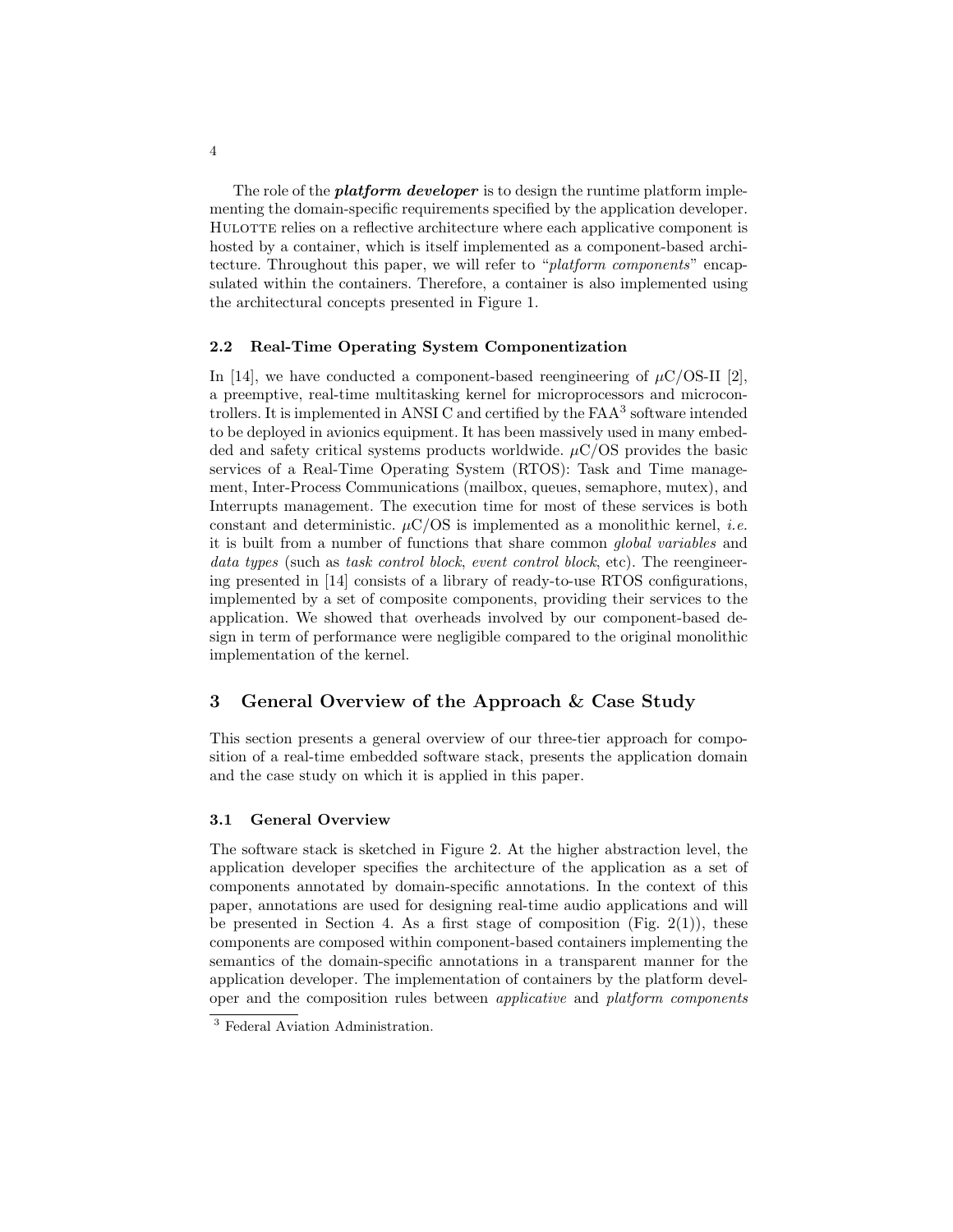The role of the ***platform developer*** is to design the runtime platform implementing the domain-specific requirements specified by the application developer. Hulotte relies on a reflective architecture where each applicative component is hosted by a container, which is itself implemented as a component-based architecture. Throughout this paper, we will refer to "*platform components*" encapsulated within the containers. Therefore, a container is also implemented using the architectural concepts presented in Figure 1.

### 2.2 Real-Time Operating System Componentization

In [14], we have conducted a component-based reengineering of $\mu$C/OS-II [2], a preemptive, real-time multitasking kernel for microprocessors and microcontrollers. It is implemented in ANSI C and certified by the FAA[3] software intended to be deployed in avionics equipment. It has been massively used in many embedded and safety critical systems products worldwide. $\mu$C/OS provides the basic services of a Real-Time Operating System (RTOS): Task and Time management, Inter-Process Communications (mailbox, queues, semaphore, mutex), and Interrupts management. The execution time for most of these services is both constant and deterministic. $\mu$C/OS is implemented as a monolithic kernel, *i.e.* it is built from a number of functions that share common *global variables* and *data types* (such as *task control block*, *event control block*, etc). The reengineering presented in [14] consists of a library of ready-to-use RTOS configurations, implemented by a set of composite components, providing their services to the application. We showed that overheads involved by our component-based design in term of performance were negligible compared to the original monolithic implementation of the kernel.

## 3 General Overview of the Approach & Case Study

This section presents a general overview of our three-tier approach for composition of a real-time embedded software stack, presents the application domain and the case study on which it is applied in this paper.

### 3.1 General Overview

The software stack is sketched in Figure 2. At the higher abstraction level, the application developer specifies the architecture of the application as a set of components annotated by domain-specific annotations. In the context of this paper, annotations are used for designing real-time audio applications and will be presented in Section 4. As a first stage of composition (Fig. 2(1)), these components are composed within component-based containers implementing the semantics of the domain-specific annotations in a transparent manner for the application developer. The implementation of containers by the platform developer and the composition rules between *applicative* and *platform components*

[3] Federal Aviation Administration.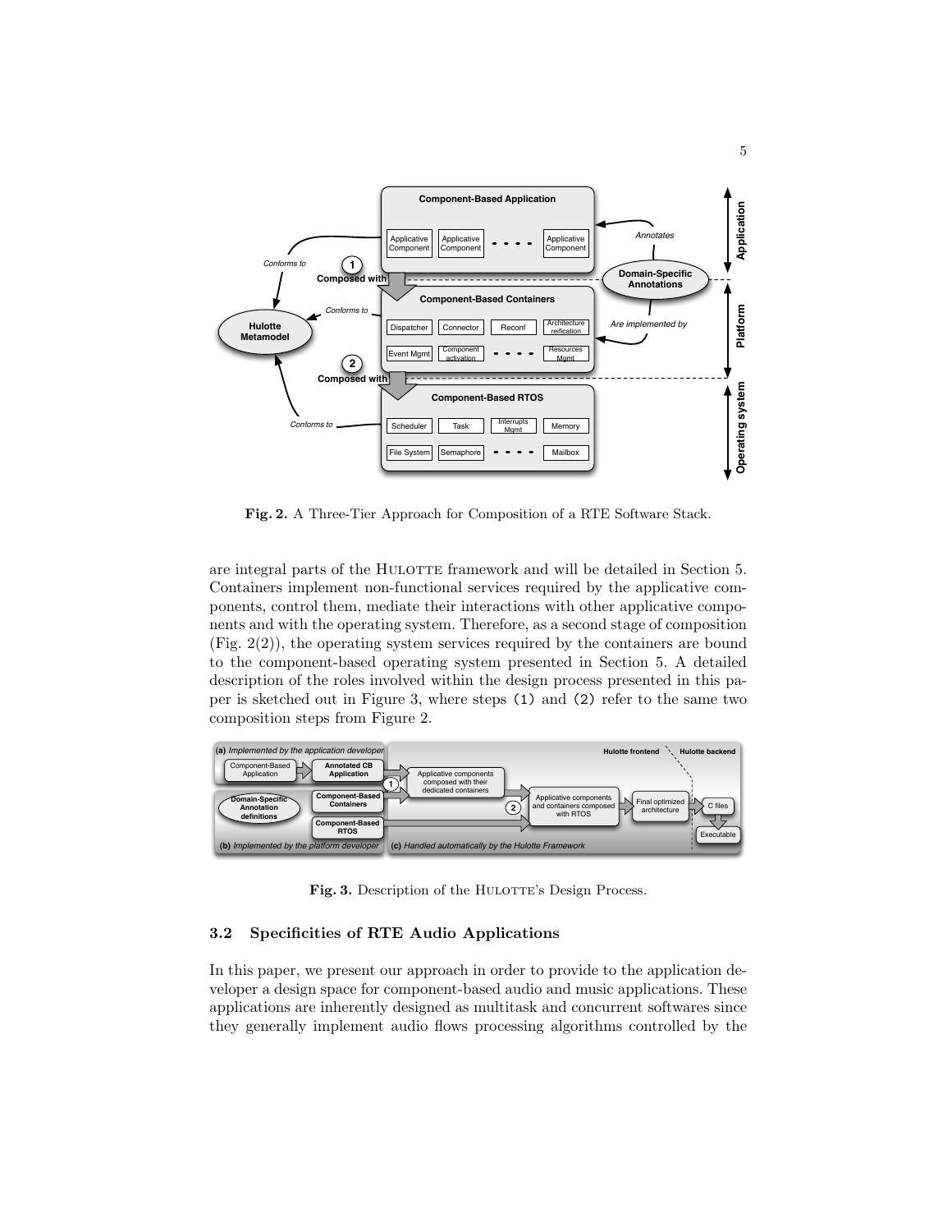**Fig. 2.** A Three-Tier Approach for Composition of a RTE Software Stack.

are integral parts of the HULOTTE framework and will be detailed in Section 5. Containers implement non-functional services required by the applicative components, control them, mediate their interactions with other applicative components and with the operating system. Therefore, as a second stage of composition (Fig. 2(2)), the operating system services required by the containers are bound to the component-based operating system presented in Section 5. A detailed description of the roles involved within the design process presented in this paper is sketched out in Figure 3, where steps (1) and (2) refer to the same two composition steps from Figure 2.

**Fig. 3.** Description of the HULOTTE's Design Process.

### 3.2 Specificities of RTE Audio Applications

In this paper, we present our approach in order to provide to the application developer a design space for component-based audio and music applications. These applications are inherently designed as multitask and concurrent softwares since they generally implement audio flows processing algorithms controlled by the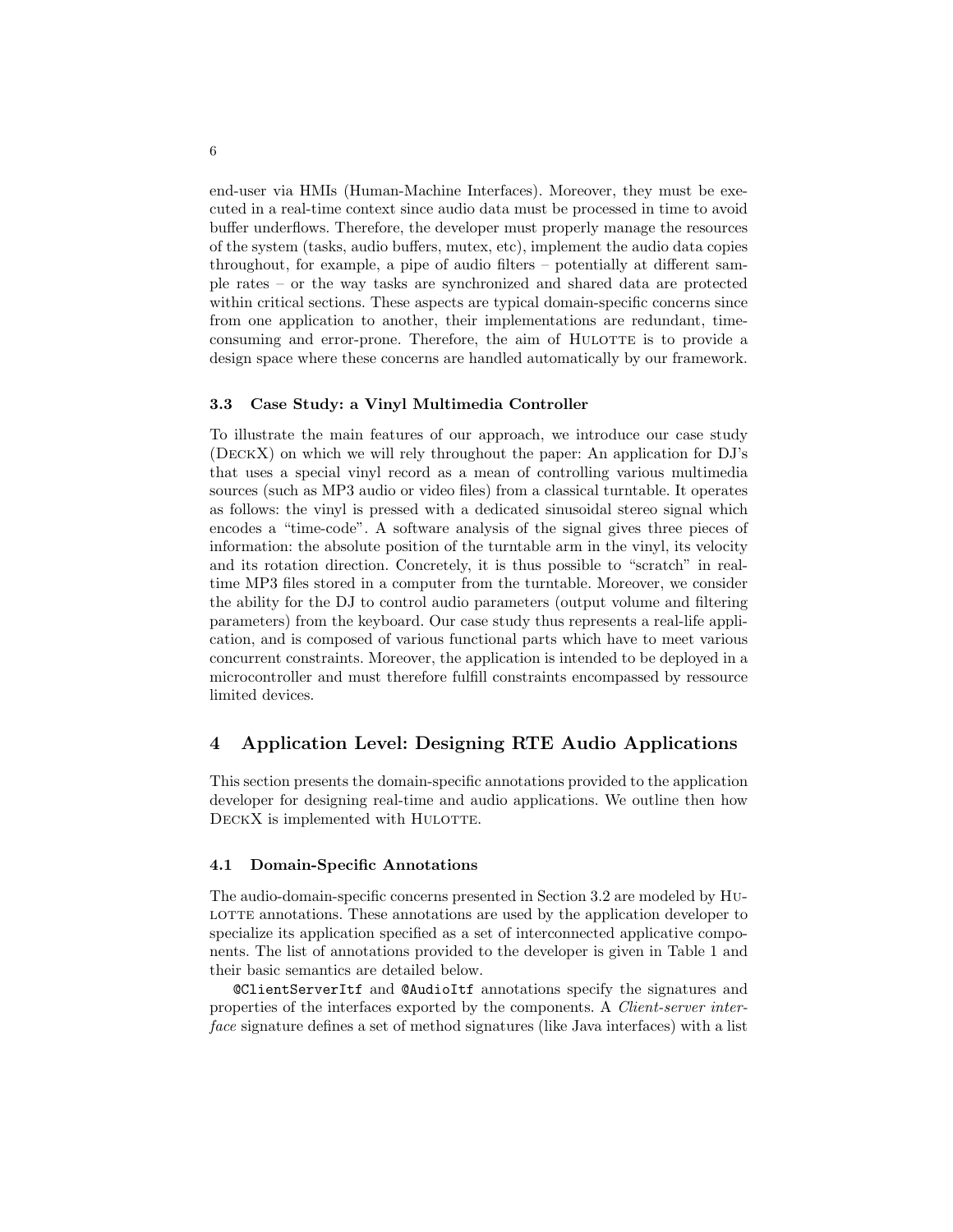end-user via HMIs (Human-Machine Interfaces). Moreover, they must be executed in a real-time context since audio data must be processed in time to avoid buffer underflows. Therefore, the developer must properly manage the resources of the system (tasks, audio buffers, mutex, etc), implement the audio data copies throughout, for example, a pipe of audio filters – potentially at different sample rates – or the way tasks are synchronized and shared data are protected within critical sections. These aspects are typical domain-specific concerns since from one application to another, their implementations are redundant, time-consuming and error-prone. Therefore, the aim of HULOTTE is to provide a design space where these concerns are handled automatically by our framework.

### 3.3 Case Study: a Vinyl Multimedia Controller

To illustrate the main features of our approach, we introduce our case study (DECKX) on which we will rely throughout the paper: An application for DJ's that uses a special vinyl record as a mean of controlling various multimedia sources (such as MP3 audio or video files) from a classical turntable. It operates as follows: the vinyl is pressed with a dedicated sinusoidal stereo signal which encodes a "time-code". A software analysis of the signal gives three pieces of information: the absolute position of the turntable arm in the vinyl, its velocity and its rotation direction. Concretely, it is thus possible to "scratch" in real-time MP3 files stored in a computer from the turntable. Moreover, we consider the ability for the DJ to control audio parameters (output volume and filtering parameters) from the keyboard. Our case study thus represents a real-life application, and is composed of various functional parts which have to meet various concurrent constraints. Moreover, the application is intended to be deployed in a microcontroller and must therefore fulfill constraints encompassed by ressource limited devices.

## 4 Application Level: Designing RTE Audio Applications

This section presents the domain-specific annotations provided to the application developer for designing real-time and audio applications. We outline then how DECKX is implemented with HULOTTE.

### 4.1 Domain-Specific Annotations

The audio-domain-specific concerns presented in Section 3.2 are modeled by HULOTTE annotations. These annotations are used by the application developer to specialize its application specified as a set of interconnected applicative components. The list of annotations provided to the developer is given in Table 1 and their basic semantics are detailed below.

`@ClientServerItf` and `@AudioItf` annotations specify the signatures and properties of the interfaces exported by the components. A *Client-server interface* signature defines a set of method signatures (like Java interfaces) with a list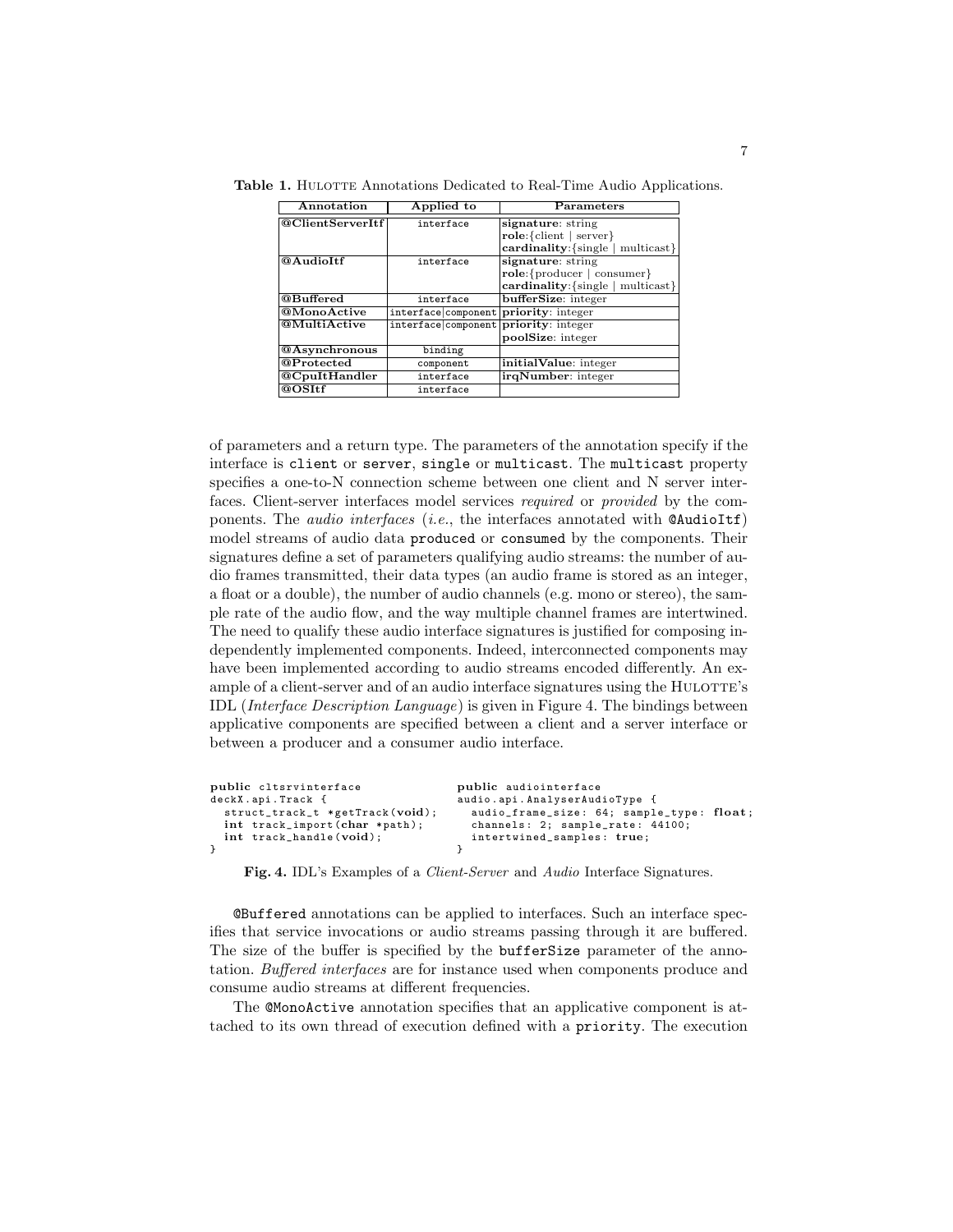**Table 1.** HULOTTE Annotations Dedicated to Real-Time Audio Applications.

| Annotation | Applied to | Parameters |
|---|---|---|
| **@ClientServerItf** | interface | **signature**: string<br>**role**:{client \| server}<br>**cardinality**:{single \| multicast} |
| **@AudioItf** | interface | **signature**: string<br>**role**:{producer \| consumer}<br>**cardinality**:{single \| multicast} |
| **@Buffered** | interface | **bufferSize**: integer |
| **@MonoActive** | interface\|component | **priority**: integer |
| **@MultiActive** | interface\|component | **priority**: integer<br>**poolSize**: integer |
| **@Asynchronous** | binding | |
| **@Protected** | component | **initialValue**: integer |
| **@CpuItHandler** | interface | **irqNumber**: integer |
| **@OSItf** | interface | |

of parameters and a return type. The parameters of the annotation specify if the interface is `client` or `server`, `single` or `multicast`. The `multicast` property specifies a one-to-N connection scheme between one client and N server interfaces. Client-server interfaces model services *required* or *provided* by the components. The *audio interfaces* (*i.e.*, the interfaces annotated with `@AudioItf`) model streams of audio data `produced` or `consumed` by the components. Their signatures define a set of parameters qualifying audio streams: the number of audio frames transmitted, their data types (an audio frame is stored as an integer, a float or a double), the number of audio channels (e.g. mono or stereo), the sample rate of the audio flow, and the way multiple channel frames are intertwined. The need to qualify these audio interface signatures is justified for composing independently implemented components. Indeed, interconnected components may have been implemented according to audio streams encoded differently. An example of a client-server and of an audio interface signatures using the HULOTTE's IDL (*Interface Description Language*) is given in Figure 4. The bindings between applicative components are specified between a client and a server interface or between a producer and a consumer audio interface.

```
public cltsrvinterface
deckX.api.Track {
  struct_track_t *getTrack(void);
  int track_import(char *path);
  int track_handle(void);
}
```

```
public audiointerface
audio.api.AnalyserAudioType {
  audio_frame_size: 64; sample_type: float;
  channels: 2; sample_rate: 44100;
  intertwined_samples: true;
}
```

**Fig. 4.** IDL's Examples of a *Client-Server* and *Audio* Interface Signatures.

`@Buffered` annotations can be applied to interfaces. Such an interface specifies that service invocations or audio streams passing through it are buffered. The size of the buffer is specified by the `bufferSize` parameter of the annotation. *Buffered interfaces* are for instance used when components produce and consume audio streams at different frequencies.

The `@MonoActive` annotation specifies that an applicative component is attached to its own thread of execution defined with a `priority`. The execution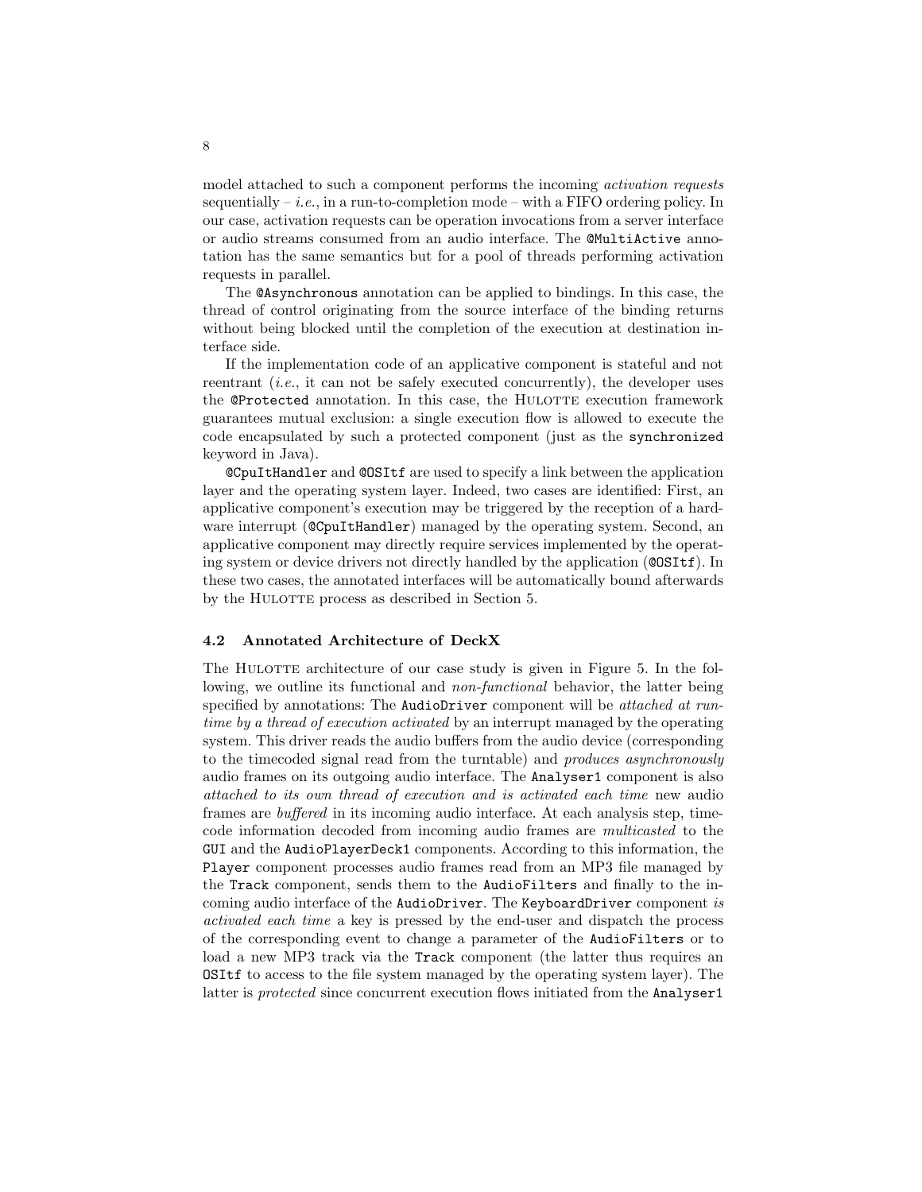model attached to such a component performs the incoming *activation requests* sequentially – *i.e.*, in a run-to-completion mode – with a FIFO ordering policy. In our case, activation requests can be operation invocations from a server interface or audio streams consumed from an audio interface. The `@MultiActive` annotation has the same semantics but for a pool of threads performing activation requests in parallel.

The `@Asynchronous` annotation can be applied to bindings. In this case, the thread of control originating from the source interface of the binding returns without being blocked until the completion of the execution at destination interface side.

If the implementation code of an applicative component is stateful and not reentrant (*i.e.*, it can not be safely executed concurrently), the developer uses the `@Protected` annotation. In this case, the Hulotte execution framework guarantees mutual exclusion: a single execution flow is allowed to execute the code encapsulated by such a protected component (just as the `synchronized` keyword in Java).

`@CpuItHandler` and `@OSItf` are used to specify a link between the application layer and the operating system layer. Indeed, two cases are identified: First, an applicative component's execution may be triggered by the reception of a hardware interrupt (`@CpuItHandler`) managed by the operating system. Second, an applicative component may directly require services implemented by the operating system or device drivers not directly handled by the application (`@OSItf`). In these two cases, the annotated interfaces will be automatically bound afterwards by the Hulotte process as described in Section 5.

### 4.2 Annotated Architecture of DeckX

The Hulotte architecture of our case study is given in Figure 5. In the following, we outline its functional and *non-functional* behavior, the latter being specified by annotations: The `AudioDriver` component will be *attached at runtime by a thread of execution activated* by an interrupt managed by the operating system. This driver reads the audio buffers from the audio device (corresponding to the timecoded signal read from the turntable) and *produces asynchronously* audio frames on its outgoing audio interface. The `Analyser1` component is also *attached to its own thread of execution and is activated each time* new audio frames are *buffered* in its incoming audio interface. At each analysis step, timecode information decoded from incoming audio frames are *multicasted* to the `GUI` and the `AudioPlayerDeck1` components. According to this information, the `Player` component processes audio frames read from an MP3 file managed by the `Track` component, sends them to the `AudioFilters` and finally to the incoming audio interface of the `AudioDriver`. The `KeyboardDriver` component *is activated each time* a key is pressed by the end-user and dispatch the process of the corresponding event to change a parameter of the `AudioFilters` or to load a new MP3 track via the `Track` component (the latter thus requires an `OSItf` to access to the file system managed by the operating system layer). The latter is *protected* since concurrent execution flows initiated from the `Analyser1`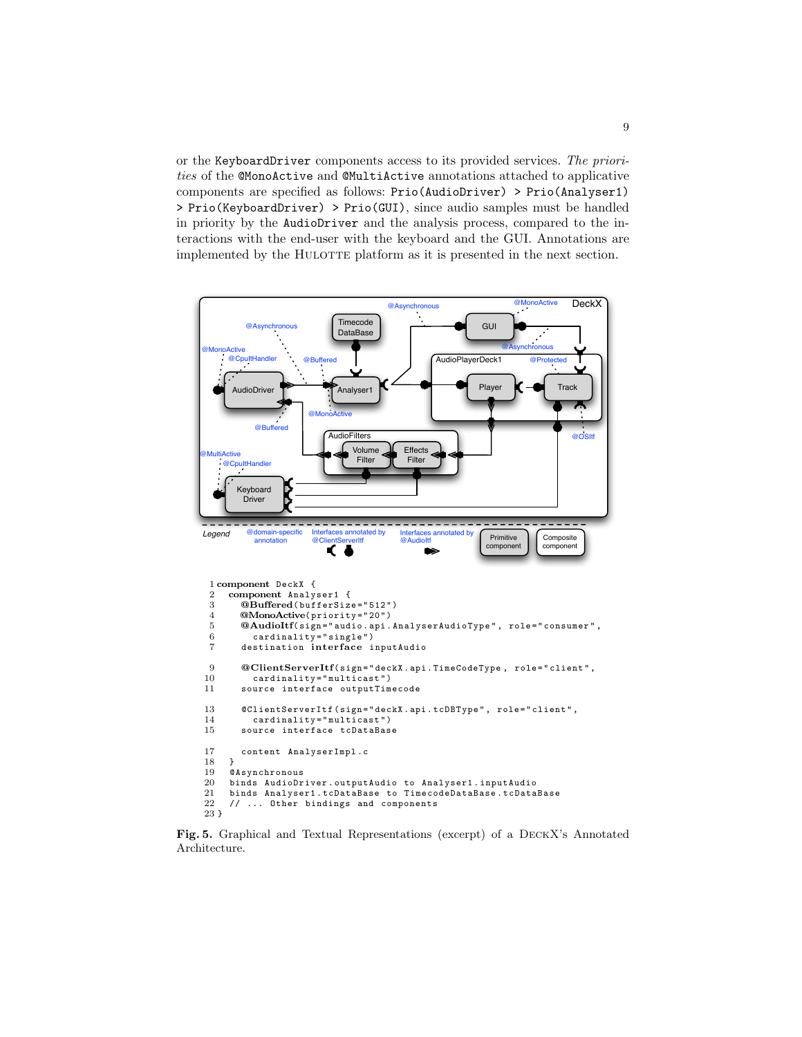or the `KeyboardDriver` components access to its provided services. *The priorities* of the `@MonoActive` and `@MultiActive` annotations attached to applicative components are specified as follows: `Prio(AudioDriver) > Prio(Analyser1) > Prio(KeyboardDriver) > Prio(GUI)`, since audio samples must be handled in priority by the `AudioDriver` and the analysis process, compared to the interactions with the end-user with the keyboard and the GUI. Annotations are implemented by the HULOTTE platform as it is presented in the next section.

```
1 component DeckX {
2   component Analyser1 {
3     @Buffered(bufferSize="512")
4     @MonoActive(priority="20")
5     @AudioItf(sign="audio.api.AnalyserAudioType", role="consumer",
6       cardinality="single")
7     destination interface inputAudio

9     @ClientServerItf(sign="deckX.api.TimeCodeType, role="client",
10      cardinality="multicast")
11    source interface outputTimecode

13    @ClientServerItf(sign="deckX.api.tcDBType", role="client",
14      cardinality="multicast")
15    source interface tcDataBase

17    content AnalyserImpl.c
18  }
19  @Asynchronous
20  binds AudioDriver.outputAudio to Analyser1.inputAudio
21  binds Analyser1.tcDataBase to TimecodeDataBase.tcDataBase
22  // ... Other bindings and components
23 }
```

**Fig. 5.** Graphical and Textual Representations (excerpt) of a DECKX's Annotated Architecture.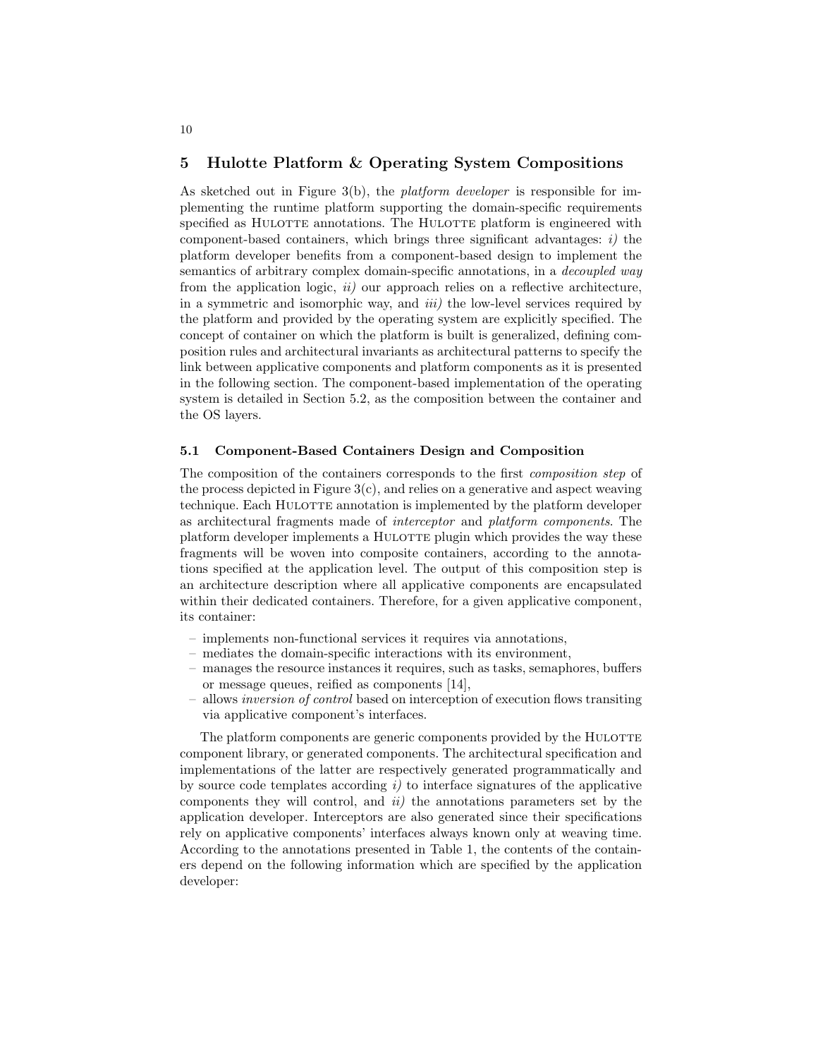## 5 Hulotte Platform & Operating System Compositions

As sketched out in Figure 3(b), the *platform developer* is responsible for implementing the runtime platform supporting the domain-specific requirements specified as Hulotte annotations. The Hulotte platform is engineered with component-based containers, which brings three significant advantages: *i)* the platform developer benefits from a component-based design to implement the semantics of arbitrary complex domain-specific annotations, in a *decoupled way* from the application logic, *ii)* our approach relies on a reflective architecture, in a symmetric and isomorphic way, and *iii)* the low-level services required by the platform and provided by the operating system are explicitly specified. The concept of container on which the platform is built is generalized, defining composition rules and architectural invariants as architectural patterns to specify the link between applicative components and platform components as it is presented in the following section. The component-based implementation of the operating system is detailed in Section 5.2, as the composition between the container and the OS layers.

### 5.1 Component-Based Containers Design and Composition

The composition of the containers corresponds to the first *composition step* of the process depicted in Figure 3(c), and relies on a generative and aspect weaving technique. Each Hulotte annotation is implemented by the platform developer as architectural fragments made of *interceptor* and *platform components*. The platform developer implements a Hulotte plugin which provides the way these fragments will be woven into composite containers, according to the annotations specified at the application level. The output of this composition step is an architecture description where all applicative components are encapsulated within their dedicated containers. Therefore, for a given applicative component, its container:

- implements non-functional services it requires via annotations,
- mediates the domain-specific interactions with its environment,
- manages the resource instances it requires, such as tasks, semaphores, buffers or message queues, reified as components [14],
- allows *inversion of control* based on interception of execution flows transiting via applicative component's interfaces.

The platform components are generic components provided by the Hulotte component library, or generated components. The architectural specification and implementations of the latter are respectively generated programmatically and by source code templates according *i)* to interface signatures of the applicative components they will control, and *ii)* the annotations parameters set by the application developer. Interceptors are also generated since their specifications rely on applicative components' interfaces always known only at weaving time. According to the annotations presented in Table 1, the contents of the containers depend on the following information which are specified by the application developer: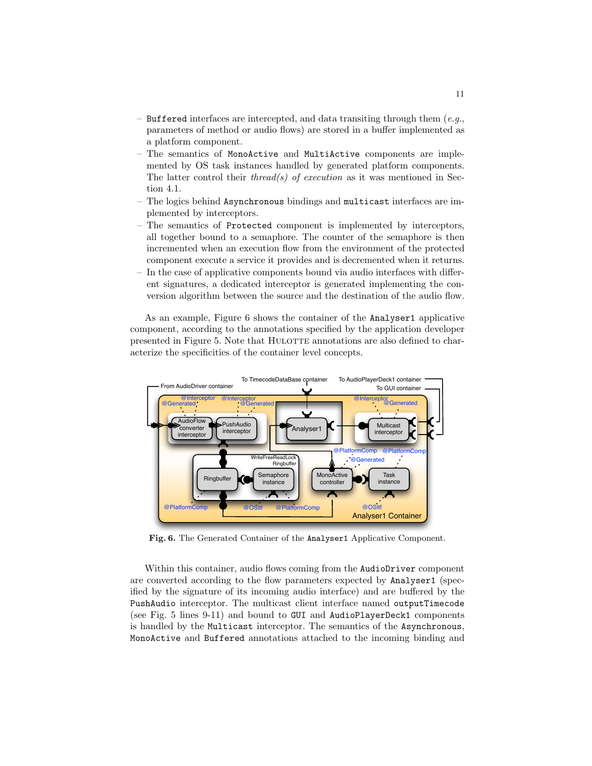- Buffered interfaces are intercepted, and data transiting through them (*e.g.*, parameters of method or audio flows) are stored in a buffer implemented as a platform component.
- The semantics of MonoActive and MultiActive components are implemented by OS task instances handled by generated platform components. The latter control their *thread(s) of execution* as it was mentioned in Section 4.1.
- The logics behind Asynchronous bindings and multicast interfaces are implemented by interceptors.
- The semantics of Protected component is implemented by interceptors, all together bound to a semaphore. The counter of the semaphore is then incremented when an execution flow from the environment of the protected component execute a service it provides and is decremented when it returns.
- In the case of applicative components bound via audio interfaces with different signatures, a dedicated interceptor is generated implementing the conversion algorithm between the source and the destination of the audio flow.

As an example, Figure 6 shows the container of the Analyser1 applicative component, according to the annotations specified by the application developer presented in Figure 5. Note that HULOTTE annotations are also defined to characterize the specificities of the container level concepts.

**Fig. 6.** The Generated Container of the Analyser1 Applicative Component.

Within this container, audio flows coming from the AudioDriver component are converted according to the flow parameters expected by Analyser1 (specified by the signature of its incoming audio interface) and are buffered by the PushAudio interceptor. The multicast client interface named outputTimecode (see Fig. 5 lines 9-11) and bound to GUI and AudioPlayerDeck1 components is handled by the Multicast interceptor. The semantics of the Asynchronous, MonoActive and Buffered annotations attached to the incoming binding and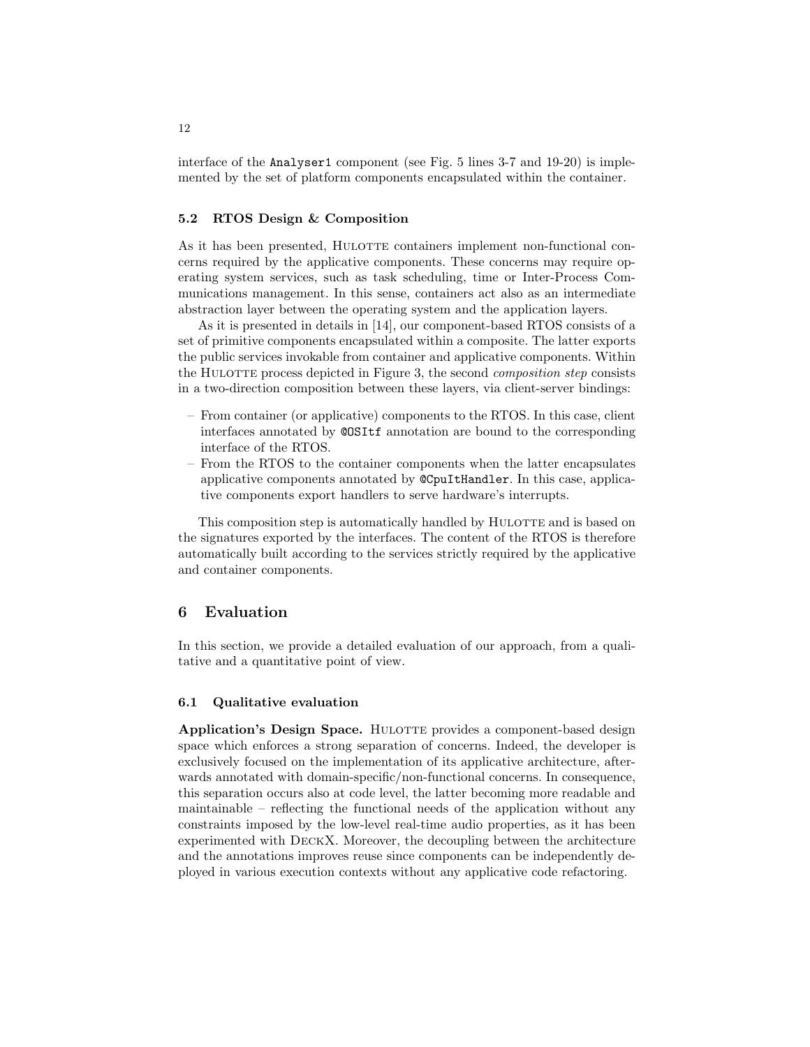interface of the `Analyser1` component (see Fig. 5 lines 3-7 and 19-20) is implemented by the set of platform components encapsulated within the container.

### 5.2 RTOS Design & Composition

As it has been presented, Hulotte containers implement non-functional concerns required by the applicative components. These concerns may require operating system services, such as task scheduling, time or Inter-Process Communications management. In this sense, containers act also as an intermediate abstraction layer between the operating system and the application layers.

As it is presented in details in [14], our component-based RTOS consists of a set of primitive components encapsulated within a composite. The latter exports the public services invokable from container and applicative components. Within the Hulotte process depicted in Figure 3, the second *composition step* consists in a two-direction composition between these layers, via client-server bindings:

- From container (or applicative) components to the RTOS. In this case, client interfaces annotated by `@OSItf` annotation are bound to the corresponding interface of the RTOS.
- From the RTOS to the container components when the latter encapsulates applicative components annotated by `@CpuItHandler`. In this case, applicative components export handlers to serve hardware's interrupts.

This composition step is automatically handled by Hulotte and is based on the signatures exported by the interfaces. The content of the RTOS is therefore automatically built according to the services strictly required by the applicative and container components.

## 6 Evaluation

In this section, we provide a detailed evaluation of our approach, from a qualitative and a quantitative point of view.

### 6.1 Qualitative evaluation

**Application's Design Space.** Hulotte provides a component-based design space which enforces a strong separation of concerns. Indeed, the developer is exclusively focused on the implementation of its applicative architecture, afterwards annotated with domain-specific/non-functional concerns. In consequence, this separation occurs also at code level, the latter becoming more readable and maintainable – reflecting the functional needs of the application without any constraints imposed by the low-level real-time audio properties, as it has been experimented with DeckX. Moreover, the decoupling between the architecture and the annotations improves reuse since components can be independently deployed in various execution contexts without any applicative code refactoring.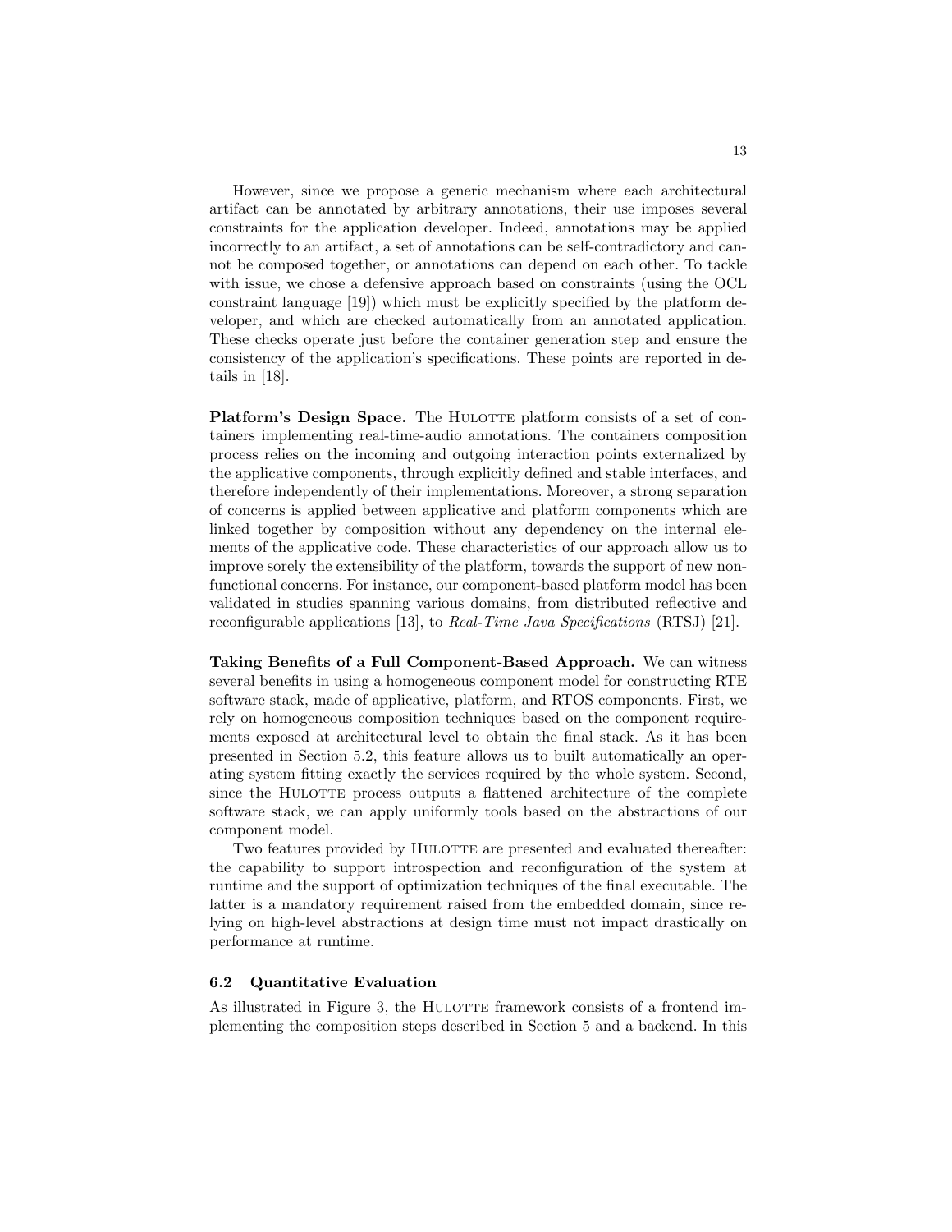However, since we propose a generic mechanism where each architectural artifact can be annotated by arbitrary annotations, their use imposes several constraints for the application developer. Indeed, annotations may be applied incorrectly to an artifact, a set of annotations can be self-contradictory and cannot be composed together, or annotations can depend on each other. To tackle with issue, we chose a defensive approach based on constraints (using the OCL constraint language [19]) which must be explicitly specified by the platform developer, and which are checked automatically from an annotated application. These checks operate just before the container generation step and ensure the consistency of the application's specifications. These points are reported in details in [18].

**Platform's Design Space.** The Hulotte platform consists of a set of containers implementing real-time-audio annotations. The containers composition process relies on the incoming and outgoing interaction points externalized by the applicative components, through explicitly defined and stable interfaces, and therefore independently of their implementations. Moreover, a strong separation of concerns is applied between applicative and platform components which are linked together by composition without any dependency on the internal elements of the applicative code. These characteristics of our approach allow us to improve sorely the extensibility of the platform, towards the support of new non-functional concerns. For instance, our component-based platform model has been validated in studies spanning various domains, from distributed reflective and reconfigurable applications [13], to *Real-Time Java Specifications* (RTSJ) [21].

**Taking Benefits of a Full Component-Based Approach.** We can witness several benefits in using a homogeneous component model for constructing RTE software stack, made of applicative, platform, and RTOS components. First, we rely on homogeneous composition techniques based on the component requirements exposed at architectural level to obtain the final stack. As it has been presented in Section 5.2, this feature allows us to built automatically an operating system fitting exactly the services required by the whole system. Second, since the Hulotte process outputs a flattened architecture of the complete software stack, we can apply uniformly tools based on the abstractions of our component model.

Two features provided by Hulotte are presented and evaluated thereafter: the capability to support introspection and reconfiguration of the system at runtime and the support of optimization techniques of the final executable. The latter is a mandatory requirement raised from the embedded domain, since relying on high-level abstractions at design time must not impact drastically on performance at runtime.

### 6.2 Quantitative Evaluation

As illustrated in Figure 3, the Hulotte framework consists of a frontend implementing the composition steps described in Section 5 and a backend. In this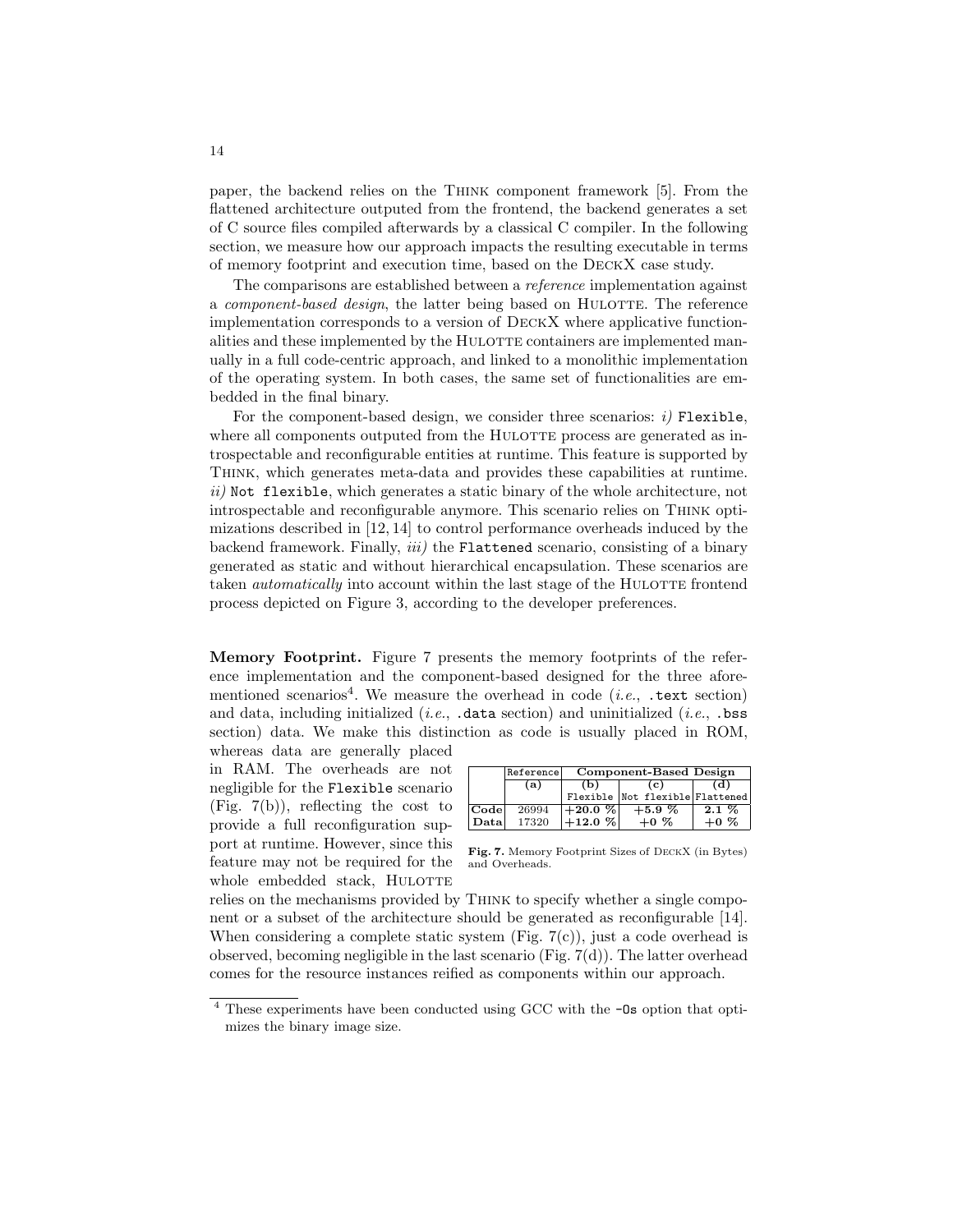paper, the backend relies on the Think component framework [5]. From the flattened architecture outputed from the frontend, the backend generates a set of C source files compiled afterwards by a classical C compiler. In the following section, we measure how our approach impacts the resulting executable in terms of memory footprint and execution time, based on the DeckX case study.

The comparisons are established between a *reference* implementation against a *component-based design*, the latter being based on Hulotte. The reference implementation corresponds to a version of DeckX where applicative functionalities and these implemented by the Hulotte containers are implemented manually in a full code-centric approach, and linked to a monolithic implementation of the operating system. In both cases, the same set of functionalities are embedded in the final binary.

For the component-based design, we consider three scenarios: *i)* `Flexible`, where all components outputed from the Hulotte process are generated as introspectable and reconfigurable entities at runtime. This feature is supported by Think, which generates meta-data and provides these capabilities at runtime. *ii)* `Not flexible`, which generates a static binary of the whole architecture, not introspectable and reconfigurable anymore. This scenario relies on Think optimizations described in [12, 14] to control performance overheads induced by the backend framework. Finally, *iii)* the `Flattened` scenario, consisting of a binary generated as static and without hierarchical encapsulation. These scenarios are taken *automatically* into account within the last stage of the Hulotte frontend process depicted on Figure 3, according to the developer preferences.

**Memory Footprint.** Figure 7 presents the memory footprints of the reference implementation and the component-based designed for the three aforementioned scenarios[4]. We measure the overhead in code (*i.e.*, `.text` section) and data, including initialized (*i.e.*, `.data` section) and uninitialized (*i.e.*, `.bss` section) data. We make this distinction as code is usually placed in ROM, whereas data are generally placed in RAM. The overheads are not negligible for the `Flexible` scenario (Fig. 7(b)), reflecting the cost to provide a full reconfiguration support at runtime. However, since this feature may not be required for the whole embedded stack, Hulotte relies on the mechanisms provided by Think to specify whether a single component or a subset of the architecture should be generated as reconfigurable [14]. When considering a complete static system (Fig. 7(c)), just a code overhead is observed, becoming negligible in the last scenario (Fig. 7(d)). The latter overhead comes for the resource instances reified as components within our approach.

| | Reference | Component-Based Design | | |
|---|---|---|---|---|
| | (a) | (b) | (c) | (d) |
| | | Flexible | Not flexible | Flattened |
| **Code** | 26994 | **+20.0 %** | **+5.9 %** | **2.1 %** |
| **Data** | 17320 | **+12.0 %** | **+0 %** | **+0 %** |

**Fig. 7.** Memory Footprint Sizes of DeckX (in Bytes) and Overheads.

[4] These experiments have been conducted using GCC with the `-Os` option that optimizes the binary image size.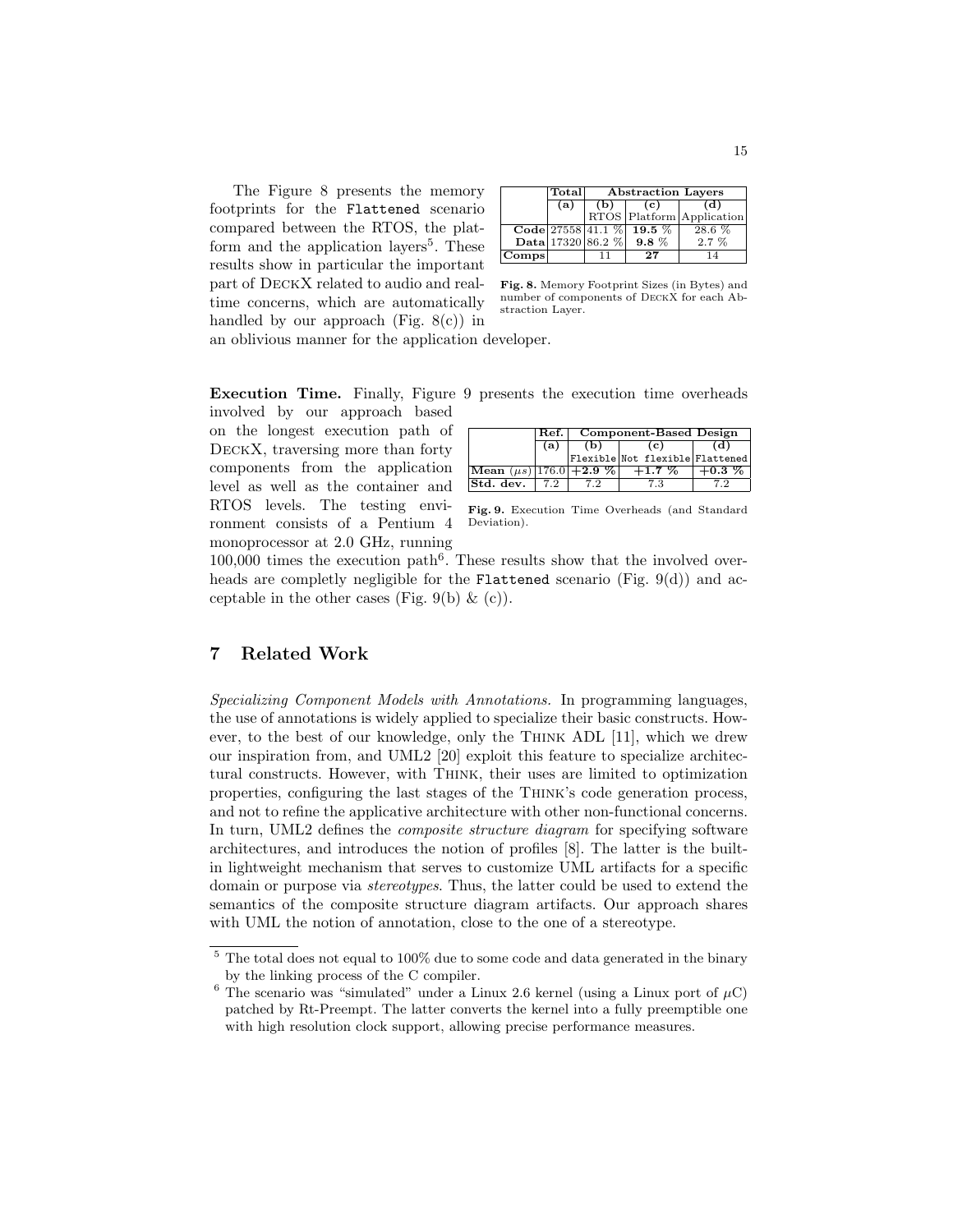The Figure 8 presents the memory footprints for the `Flattened` scenario compared between the RTOS, the platform and the application layers[5]. These results show in particular the important part of DeckX related to audio and real-time concerns, which are automatically handled by our approach (Fig. 8(c)) in an oblivious manner for the application developer.

| | **Total** | **Abstraction Layers** | | |
|---|---|---|---|---|
| | **(a)** | **(b)** | **(c)** | **(d)** |
| | | RTOS | Platform | Application |
| **Code** | 27558 | 41.1 % | **19.5** % | 28.6 % |
| **Data** | 17320 | 86.2 % | **9.8** % | 2.7 % |
| **Comps** | | 11 | **27** | 14 |

**Fig. 8.** Memory Footprint Sizes (in Bytes) and number of components of DeckX for each Abstraction Layer.

**Execution Time.** Finally, Figure 9 presents the execution time overheads involved by our approach based on the longest execution path of DeckX, traversing more than forty components from the application level as well as the container and RTOS levels. The testing environment consists of a Pentium 4 monoprocessor at 2.0 GHz, running 100,000 times the execution path[6]. These results show that the involved overheads are completly negligible for the `Flattened` scenario (Fig. 9(d)) and acceptable in the other cases (Fig. 9(b) & (c)).

| | **Ref.** | **Component-Based Design** | | |
|---|---|---|---|---|
| | **(a)** | **(b)** | **(c)** | **(d)** |
| | | `Flexible` | `Not flexible` | `Flattened` |
| **Mean** ($\mu s$) | 176.0 | **+2.9 %** | **+1.7 %** | **+0.3 %** |
| **Std. dev.** | 7.2 | 7.2 | 7.3 | 7.2 |

**Fig. 9.** Execution Time Overheads (and Standard Deviation).

## 7 Related Work

*Specializing Component Models with Annotations.* In programming languages, the use of annotations is widely applied to specialize their basic constructs. However, to the best of our knowledge, only the Think ADL [11], which we drew our inspiration from, and UML2 [20] exploit this feature to specialize architectural constructs. However, with Think, their uses are limited to optimization properties, configuring the last stages of the Think's code generation process, and not to refine the applicative architecture with other non-functional concerns. In turn, UML2 defines the *composite structure diagram* for specifying software architectures, and introduces the notion of profiles [8]. The latter is the built-in lightweight mechanism that serves to customize UML artifacts for a specific domain or purpose via *stereotypes*. Thus, the latter could be used to extend the semantics of the composite structure diagram artifacts. Our approach shares with UML the notion of annotation, close to the one of a stereotype.

---

[5] The total does not equal to 100% due to some code and data generated in the binary by the linking process of the C compiler.

[6] The scenario was "simulated" under a Linux 2.6 kernel (using a Linux port of $\mu$C) patched by Rt-Preempt. The latter converts the kernel into a fully preemptible one with high resolution clock support, allowing precise performance measures.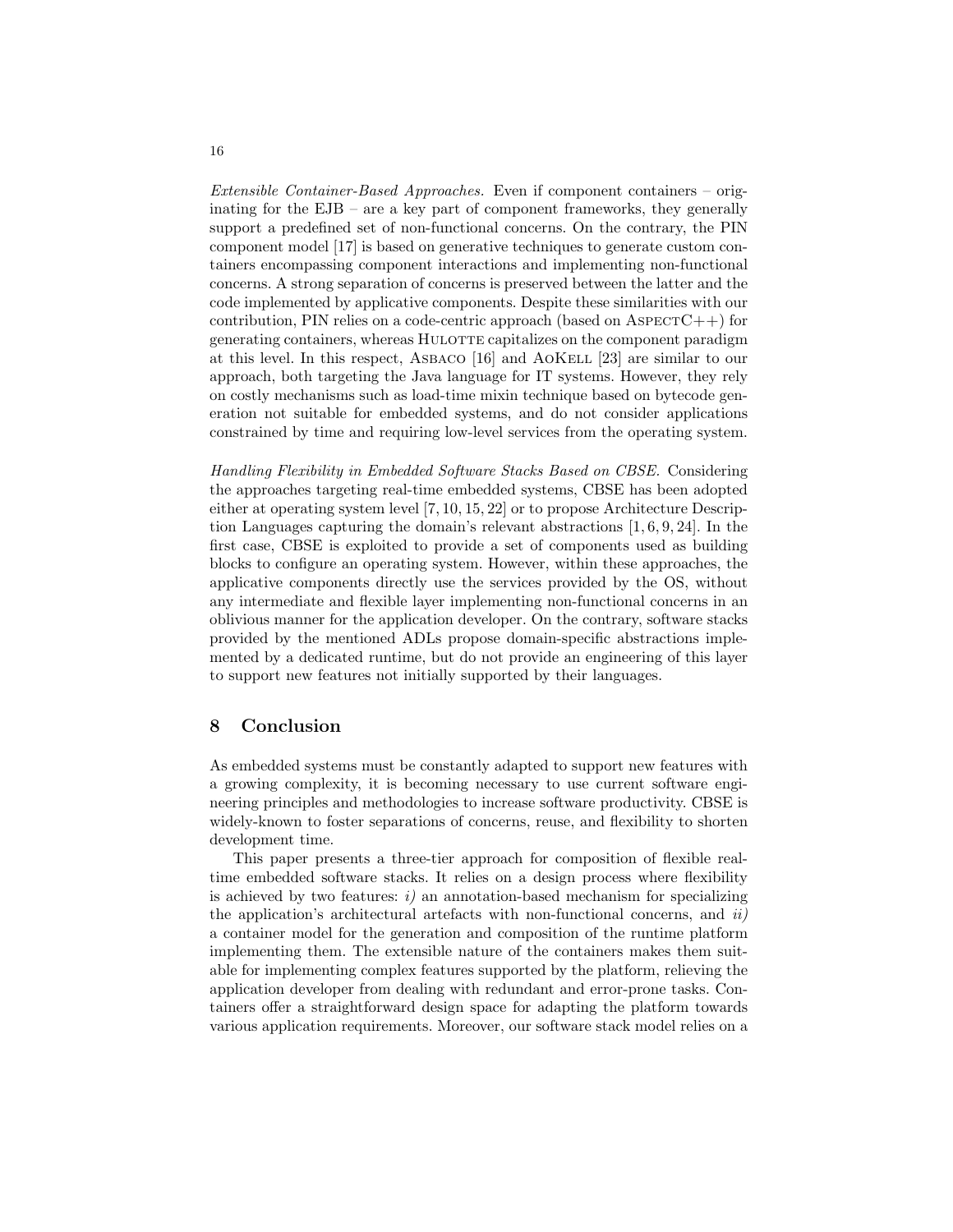*Extensible Container-Based Approaches.* Even if component containers – originating for the EJB – are a key part of component frameworks, they generally support a predefined set of non-functional concerns. On the contrary, the PIN component model [17] is based on generative techniques to generate custom containers encompassing component interactions and implementing non-functional concerns. A strong separation of concerns is preserved between the latter and the code implemented by applicative components. Despite these similarities with our contribution, PIN relies on a code-centric approach (based on AspectC++) for generating containers, whereas Hulotte capitalizes on the component paradigm at this level. In this respect, Asbaco [16] and AoKell [23] are similar to our approach, both targeting the Java language for IT systems. However, they rely on costly mechanisms such as load-time mixin technique based on bytecode generation not suitable for embedded systems, and do not consider applications constrained by time and requiring low-level services from the operating system.

*Handling Flexibility in Embedded Software Stacks Based on CBSE.* Considering the approaches targeting real-time embedded systems, CBSE has been adopted either at operating system level [7, 10, 15, 22] or to propose Architecture Description Languages capturing the domain's relevant abstractions [1, 6, 9, 24]. In the first case, CBSE is exploited to provide a set of components used as building blocks to configure an operating system. However, within these approaches, the applicative components directly use the services provided by the OS, without any intermediate and flexible layer implementing non-functional concerns in an oblivious manner for the application developer. On the contrary, software stacks provided by the mentioned ADLs propose domain-specific abstractions implemented by a dedicated runtime, but do not provide an engineering of this layer to support new features not initially supported by their languages.

## 8 Conclusion

As embedded systems must be constantly adapted to support new features with a growing complexity, it is becoming necessary to use current software engineering principles and methodologies to increase software productivity. CBSE is widely-known to foster separations of concerns, reuse, and flexibility to shorten development time.

This paper presents a three-tier approach for composition of flexible real-time embedded software stacks. It relies on a design process where flexibility is achieved by two features: *i)* an annotation-based mechanism for specializing the application's architectural artefacts with non-functional concerns, and *ii)* a container model for the generation and composition of the runtime platform implementing them. The extensible nature of the containers makes them suitable for implementing complex features supported by the platform, relieving the application developer from dealing with redundant and error-prone tasks. Containers offer a straightforward design space for adapting the platform towards various application requirements. Moreover, our software stack model relies on a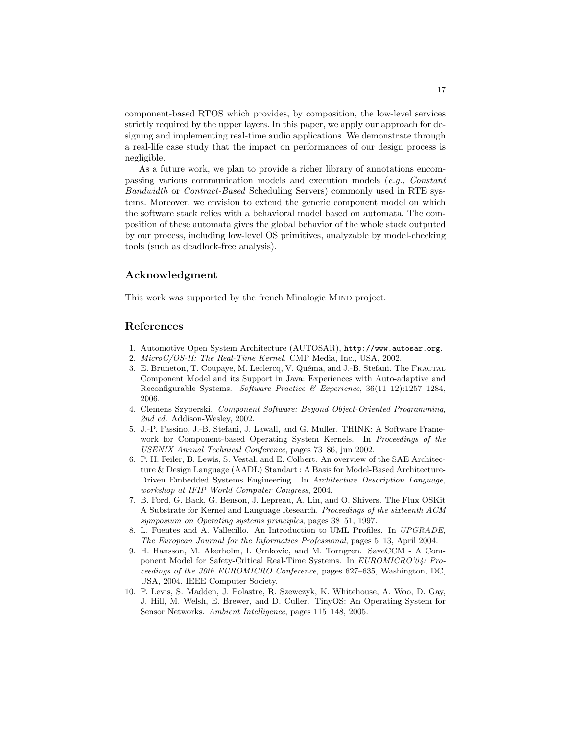component-based RTOS which provides, by composition, the low-level services strictly required by the upper layers. In this paper, we apply our approach for designing and implementing real-time audio applications. We demonstrate through a real-life case study that the impact on performances of our design process is negligible.

As a future work, we plan to provide a richer library of annotations encompassing various communication models and execution models (*e.g.*, *Constant Bandwidth* or *Contract-Based* Scheduling Servers) commonly used in RTE systems. Moreover, we envision to extend the generic component model on which the software stack relies with a behavioral model based on automata. The composition of these automata gives the global behavior of the whole stack outputed by our process, including low-level OS primitives, analyzable by model-checking tools (such as deadlock-free analysis).

## Acknowledgment

This work was supported by the french Minalogic Mind project.

## References

1. Automotive Open System Architecture (AUTOSAR), `http://www.autosar.org`.
2. *MicroC/OS-II: The Real-Time Kernel*. CMP Media, Inc., USA, 2002.
3. E. Bruneton, T. Coupaye, M. Leclercq, V. Quéma, and J.-B. Stefani. The Fractal Component Model and its Support in Java: Experiences with Auto-adaptive and Reconfigurable Systems. *Software Practice & Experience*, 36(11–12):1257–1284, 2006.
4. Clemens Szyperski. *Component Software: Beyond Object-Oriented Programming, 2nd ed.* Addison-Wesley, 2002.
5. J.-P. Fassino, J.-B. Stefani, J. Lawall, and G. Muller. THINK: A Software Framework for Component-based Operating System Kernels. In *Proceedings of the USENIX Annual Technical Conference*, pages 73–86, jun 2002.
6. P. H. Feiler, B. Lewis, S. Vestal, and E. Colbert. An overview of the SAE Architecture & Design Language (AADL) Standart : A Basis for Model-Based Architecture-Driven Embedded Systems Engineering. In *Architecture Description Language, workshop at IFIP World Computer Congress*, 2004.
7. B. Ford, G. Back, G. Benson, J. Lepreau, A. Lin, and O. Shivers. The Flux OSKit A Substrate for Kernel and Language Research. *Proceedings of the sixteenth ACM symposium on Operating systems principles*, pages 38–51, 1997.
8. L. Fuentes and A. Vallecillo. An Introduction to UML Profiles. In *UPGRADE, The European Journal for the Informatics Professional*, pages 5–13, April 2004.
9. H. Hansson, M. Akerholm, I. Crnkovic, and M. Torngren. SaveCCM - A Component Model for Safety-Critical Real-Time Systems. In *EUROMICRO'04: Proceedings of the 30th EUROMICRO Conference*, pages 627–635, Washington, DC, USA, 2004. IEEE Computer Society.
10. P. Levis, S. Madden, J. Polastre, R. Szewczyk, K. Whitehouse, A. Woo, D. Gay, J. Hill, M. Welsh, E. Brewer, and D. Culler. TinyOS: An Operating System for Sensor Networks. *Ambient Intelligence*, pages 115–148, 2005.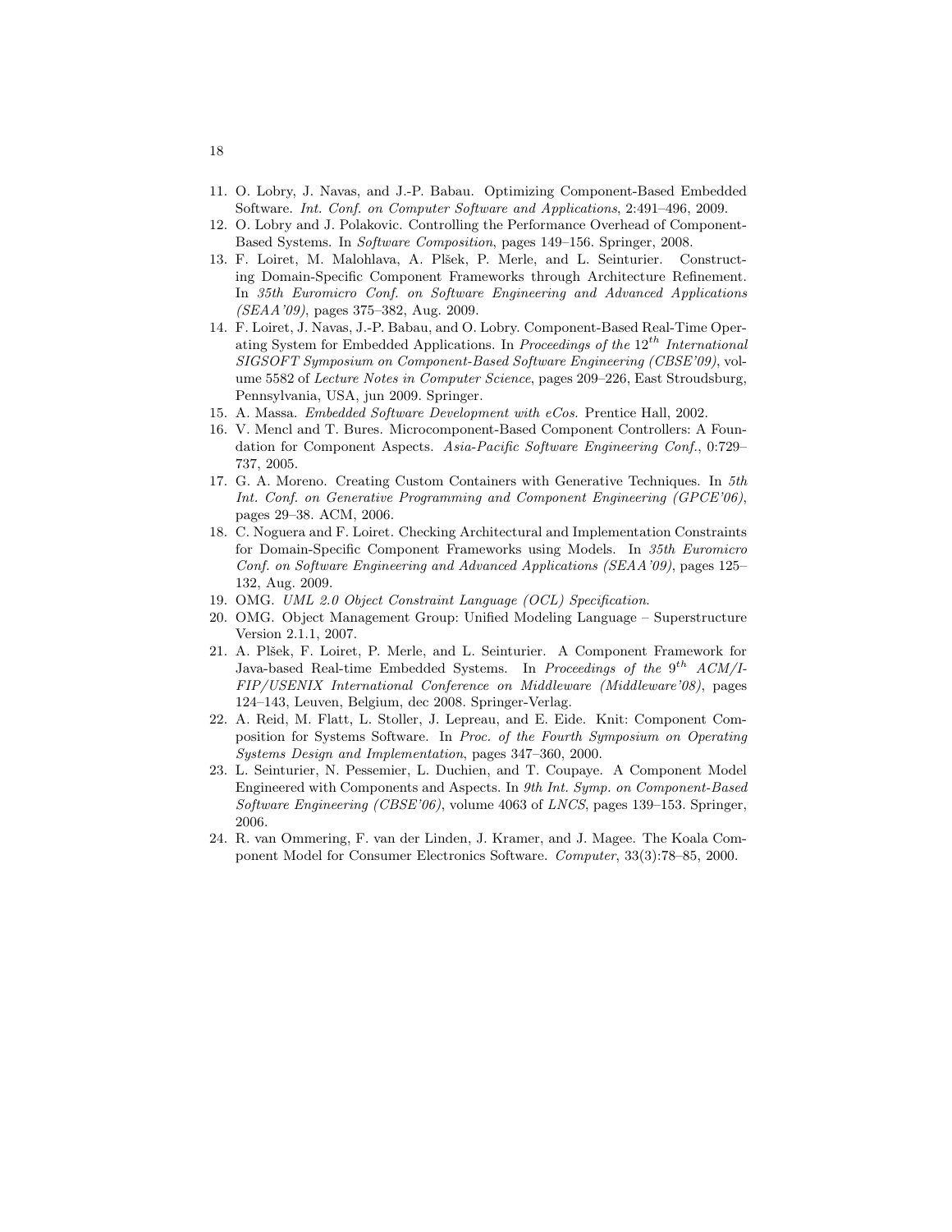11. O. Lobry, J. Navas, and J.-P. Babau. Optimizing Component-Based Embedded Software. *Int. Conf. on Computer Software and Applications*, 2:491–496, 2009.
12. O. Lobry and J. Polakovic. Controlling the Performance Overhead of Component-Based Systems. In *Software Composition*, pages 149–156. Springer, 2008.
13. F. Loiret, M. Malohlava, A. Plšek, P. Merle, and L. Seinturier. Constructing Domain-Specific Component Frameworks through Architecture Refinement. In *35th Euromicro Conf. on Software Engineering and Advanced Applications (SEAA'09)*, pages 375–382, Aug. 2009.
14. F. Loiret, J. Navas, J.-P. Babau, and O. Lobry. Component-Based Real-Time Operating System for Embedded Applications. In *Proceedings of the $12^{th}$ International SIGSOFT Symposium on Component-Based Software Engineering (CBSE'09)*, volume 5582 of *Lecture Notes in Computer Science*, pages 209–226, East Stroudsburg, Pennsylvania, USA, jun 2009. Springer.
15. A. Massa. *Embedded Software Development with eCos*. Prentice Hall, 2002.
16. V. Mencl and T. Bures. Microcomponent-Based Component Controllers: A Foundation for Component Aspects. *Asia-Pacific Software Engineering Conf.*, 0:729–737, 2005.
17. G. A. Moreno. Creating Custom Containers with Generative Techniques. In *5th Int. Conf. on Generative Programming and Component Engineering (GPCE'06)*, pages 29–38. ACM, 2006.
18. C. Noguera and F. Loiret. Checking Architectural and Implementation Constraints for Domain-Specific Component Frameworks using Models. In *35th Euromicro Conf. on Software Engineering and Advanced Applications (SEAA'09)*, pages 125–132, Aug. 2009.
19. OMG. *UML 2.0 Object Constraint Language (OCL) Specification*.
20. OMG. Object Management Group: Unified Modeling Language – Superstructure Version 2.1.1, 2007.
21. A. Plšek, F. Loiret, P. Merle, and L. Seinturier. A Component Framework for Java-based Real-time Embedded Systems. In *Proceedings of the $9^{th}$ ACM/IFIP/USENIX International Conference on Middleware (Middleware'08)*, pages 124–143, Leuven, Belgium, dec 2008. Springer-Verlag.
22. A. Reid, M. Flatt, L. Stoller, J. Lepreau, and E. Eide. Knit: Component Composition for Systems Software. In *Proc. of the Fourth Symposium on Operating Systems Design and Implementation*, pages 347–360, 2000.
23. L. Seinturier, N. Pessemier, L. Duchien, and T. Coupaye. A Component Model Engineered with Components and Aspects. In *9th Int. Symp. on Component-Based Software Engineering (CBSE'06)*, volume 4063 of *LNCS*, pages 139–153. Springer, 2006.
24. R. van Ommering, F. van der Linden, J. Kramer, and J. Magee. The Koala Component Model for Consumer Electronics Software. *Computer*, 33(3):78–85, 2000.